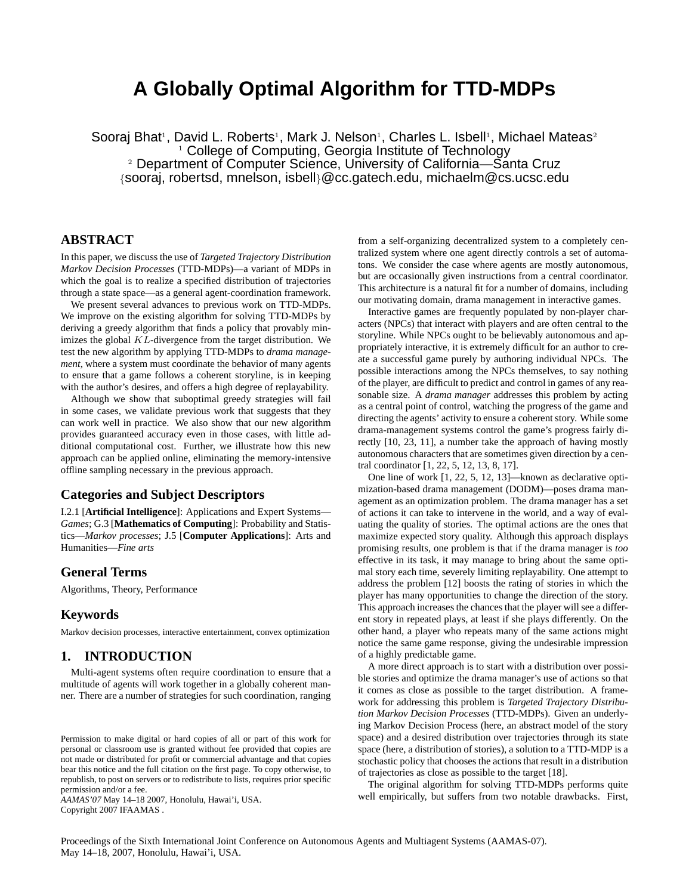# A Globally Optimal Algorithm for TTD-MDPs

Sooraj Bhat[1], David L. Roberts[1], Mark J. Nelson[1], Charles L. Isbell[1], Michael Mateas[2]

[1] College of Computing, Georgia Institute of Technology

[2] Department of Computer Science, University of California—Santa Cruz

{sooraj, robertsd, mnelson, isbell}@cc.gatech.edu, michaelm@cs.ucsc.edu

## ABSTRACT

In this paper, we discuss the use of *Targeted Trajectory Distribution Markov Decision Processes* (TTD-MDPs)—a variant of MDPs in which the goal is to realize a specified distribution of trajectories through a state space—as a general agent-coordination framework.

We present several advances to previous work on TTD-MDPs. We improve on the existing algorithm for solving TTD-MDPs by deriving a greedy algorithm that finds a policy that provably minimizes the global $KL$-divergence from the target distribution. We test the new algorithm by applying TTD-MDPs to *drama management*, where a system must coordinate the behavior of many agents to ensure that a game follows a coherent storyline, is in keeping with the author's desires, and offers a high degree of replayability.

Although we show that suboptimal greedy strategies will fail in some cases, we validate previous work that suggests that they can work well in practice. We also show that our new algorithm provides guaranteed accuracy even in those cases, with little additional computational cost. Further, we illustrate how this new approach can be applied online, eliminating the memory-intensive offline sampling necessary in the previous approach.

## Categories and Subject Descriptors

I.2.1 [**Artificial Intelligence**]: Applications and Expert Systems—*Games*; G.3 [**Mathematics of Computing**]: Probability and Statistics—*Markov processes*; J.5 [**Computer Applications**]: Arts and Humanities—*Fine arts*

## General Terms

Algorithms, Theory, Performance

## Keywords

Markov decision processes, interactive entertainment, convex optimization

## 1. INTRODUCTION

Multi-agent systems often require coordination to ensure that a multitude of agents will work together in a globally coherent manner. There are a number of strategies for such coordination, ranging from a self-organizing decentralized system to a completely centralized system where one agent directly controls a set of automatons. We consider the case where agents are mostly autonomous, but are occasionally given instructions from a central coordinator. This architecture is a natural fit for a number of domains, including our motivating domain, drama management in interactive games.

Interactive games are frequently populated by non-player characters (NPCs) that interact with players and are often central to the storyline. While NPCs ought to be believably autonomous and appropriately interactive, it is extremely difficult for an author to create a successful game purely by authoring individual NPCs. The possible interactions among the NPCs themselves, to say nothing of the player, are difficult to predict and control in games of any reasonable size. A *drama manager* addresses this problem by acting as a central point of control, watching the progress of the game and directing the agents' activity to ensure a coherent story. While some drama-management systems control the game's progress fairly directly [10, 23, 11], a number take the approach of having mostly autonomous characters that are sometimes given direction by a central coordinator [1, 22, 5, 12, 13, 8, 17].

One line of work [1, 22, 5, 12, 13]—known as declarative optimization-based drama management (DODM)—poses drama management as an optimization problem. The drama manager has a set of actions it can take to intervene in the world, and a way of evaluating the quality of stories. The optimal actions are the ones that maximize expected story quality. Although this approach displays promising results, one problem is that if the drama manager is *too* effective in its task, it may manage to bring about the same optimal story each time, severely limiting replayability. One attempt to address the problem [12] boosts the rating of stories in which the player has many opportunities to change the direction of the story. This approach increases the chances that the player will see a different story in repeated plays, at least if she plays differently. On the other hand, a player who repeats many of the same actions might notice the same game response, giving the undesirable impression of a highly predictable game.

A more direct approach is to start with a distribution over possible stories and optimize the drama manager's use of actions so that it comes as close as possible to the target distribution. A framework for addressing this problem is *Targeted Trajectory Distribution Markov Decision Processes* (TTD-MDPs). Given an underlying Markov Decision Process (here, an abstract model of the story space) and a desired distribution over trajectories through its state space (here, a distribution of stories), a solution to a TTD-MDP is a stochastic policy that chooses the actions that result in a distribution of trajectories as close as possible to the target [18].

The original algorithm for solving TTD-MDPs performs quite well empirically, but suffers from two notable drawbacks. First,

Permission to make digital or hard copies of all or part of this work for personal or classroom use is granted without fee provided that copies are not made or distributed for profit or commercial advantage and that copies bear this notice and the full citation on the first page. To copy otherwise, to republish, to post on servers or to redistribute to lists, requires prior specific permission and/or a fee.
*AAMAS'07* May 14–18 2007, Honolulu, Hawai'i, USA.
Copyright 2007 IFAAMAS .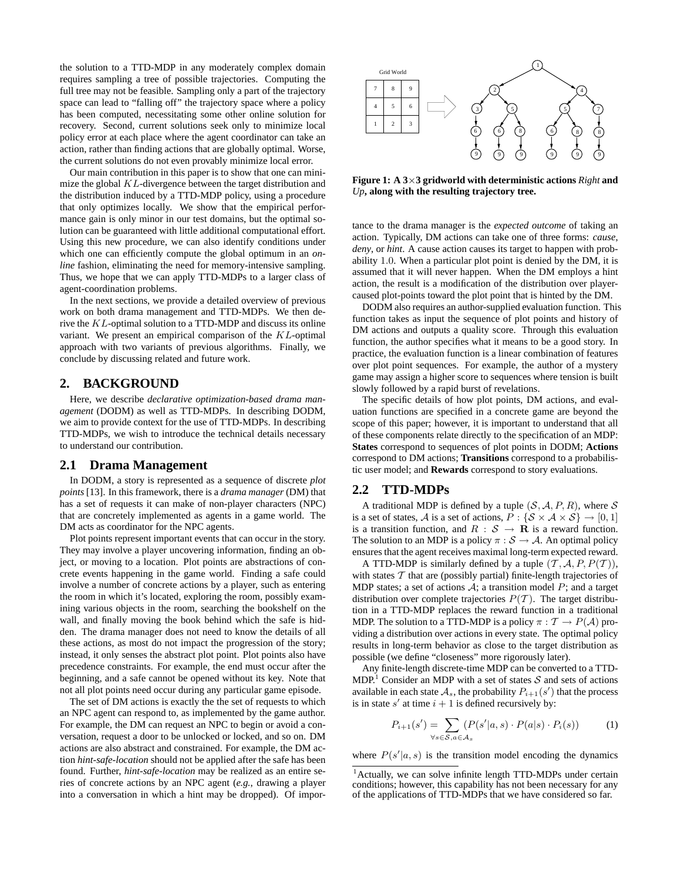the solution to a TTD-MDP in any moderately complex domain requires sampling a tree of possible trajectories. Computing the full tree may not be feasible. Sampling only a part of the trajectory space can lead to "falling off" the trajectory space where a policy has been computed, necessitating some other online solution for recovery. Second, current solutions seek only to minimize local policy error at each place where the agent coordinator can take an action, rather than finding actions that are globally optimal. Worse, the current solutions do not even provably minimize local error.

Our main contribution in this paper is to show that one can minimize the global $KL$-divergence between the target distribution and the distribution induced by a TTD-MDP policy, using a procedure that only optimizes locally. We show that the empirical performance gain is only minor in our test domains, but the optimal solution can be guaranteed with little additional computational effort. Using this new procedure, we can also identify conditions under which one can efficiently compute the global optimum in an *online* fashion, eliminating the need for memory-intensive sampling. Thus, we hope that we can apply TTD-MDPs to a larger class of agent-coordination problems.

In the next sections, we provide a detailed overview of previous work on both drama management and TTD-MDPs. We then derive the $KL$-optimal solution to a TTD-MDP and discuss its online variant. We present an empirical comparison of the $KL$-optimal approach with two variants of previous algorithms. Finally, we conclude by discussing related and future work.

## 2. BACKGROUND

Here, we describe *declarative optimization-based drama management* (DODM) as well as TTD-MDPs. In describing DODM, we aim to provide context for the use of TTD-MDPs. In describing TTD-MDPs, we wish to introduce the technical details necessary to understand our contribution.

### 2.1 Drama Management

In DODM, a story is represented as a sequence of discrete *plot points* [13]. In this framework, there is a *drama manager* (DM) that has a set of requests it can make of non-player characters (NPC) that are concretely implemented as agents in a game world. The DM acts as coordinator for the NPC agents.

Plot points represent important events that can occur in the story. They may involve a player uncovering information, finding an object, or moving to a location. Plot points are abstractions of concrete events happening in the game world. Finding a safe could involve a number of concrete actions by a player, such as entering the room in which it's located, exploring the room, possibly examining various objects in the room, searching the bookshelf on the wall, and finally moving the book behind which the safe is hidden. The drama manager does not need to know the details of all these actions, as most do not impact the progression of the story; instead, it only senses the abstract plot point. Plot points also have precedence constraints. For example, the end must occur after the beginning, and a safe cannot be opened without its key. Note that not all plot points need occur during any particular game episode.

The set of DM actions is exactly the the set of requests to which an NPC agent can respond to, as implemented by the game author. For example, the DM can request an NPC to begin or avoid a conversation, request a door to be unlocked or locked, and so on. DM actions are also abstract and constrained. For example, the DM action *hint-safe-location* should not be applied after the safe has been found. Further, *hint-safe-location* may be realized as an entire series of concrete actions by an NPC agent (*e.g.,* drawing a player into a conversation in which a hint may be dropped). Of importance to the drama manager is the *expected outcome* of taking an action. Typically, DM actions can take one of three forms: *cause*, *deny*, or *hint*. A cause action causes its target to happen with probability 1.0. When a particular plot point is denied by the DM, it is assumed that it will never happen. When the DM employs a hint action, the result is a modification of the distribution over player-caused plot-points toward the plot point that is hinted by the DM.

**Figure 1: A 3×3 gridworld with deterministic actions *Right* and *Up*, along with the resulting trajectory tree.**

DODM also requires an author-supplied evaluation function. This function takes as input the sequence of plot points and history of DM actions and outputs a quality score. Through this evaluation function, the author specifies what it means to be a good story. In practice, the evaluation function is a linear combination of features over plot point sequences. For example, the author of a mystery game may assign a higher score to sequences where tension is built slowly followed by a rapid burst of revelations.

The specific details of how plot points, DM actions, and evaluation functions are specified in a concrete game are beyond the scope of this paper; however, it is important to understand that all of these components relate directly to the specification of an MDP: **States** correspond to sequences of plot points in DODM; **Actions** correspond to DM actions; **Transitions** correspond to a probabilistic user model; and **Rewards** correspond to story evaluations.

### 2.2 TTD-MDPs

A traditional MDP is defined by a tuple $(\mathcal{S}, \mathcal{A}, P, R)$, where $\mathcal{S}$ is a set of states, $\mathcal{A}$ is a set of actions, $P : \{\mathcal{S} \times \mathcal{A} \times \mathcal{S}\} \rightarrow [0, 1]$ is a transition function, and $R : \mathcal{S} \rightarrow \mathbf{R}$ is a reward function. The solution to an MDP is a policy $\pi : \mathcal{S} \rightarrow \mathcal{A}$. An optimal policy ensures that the agent receives maximal long-term expected reward.

A TTD-MDP is similarly defined by a tuple $(\mathcal{T}, \mathcal{A}, P, P(\mathcal{T}))$, with states $\mathcal{T}$ that are (possibly partial) finite-length trajectories of MDP states; a set of actions $\mathcal{A}$; a transition model $P$; and a target distribution over complete trajectories $P(\mathcal{T})$. The target distribution in a TTD-MDP replaces the reward function in a traditional MDP. The solution to a TTD-MDP is a policy $\pi : \mathcal{T} \rightarrow P(\mathcal{A})$ providing a distribution over actions in every state. The optimal policy results in long-term behavior as close to the target distribution as possible (we define "closeness" more rigorously later).

Any finite-length discrete-time MDP can be converted to a TTD-MDP.[1] Consider an MDP with a set of states $\mathcal{S}$ and sets of actions available in each state $\mathcal{A}_s$, the probability $P_{i+1}(s')$ that the process is in state $s'$ at time $i + 1$ is defined recursively by:

$$P_{i+1}(s') = \sum_{\forall s \in \mathcal{S}, a \in \mathcal{A}_s} (P(s'|a, s) \cdot P(a|s) \cdot P_i(s)) \qquad (1)$$

where $P(s'|a, s)$ is the transition model encoding the dynamics

[1] Actually, we can solve infinite length TTD-MDPs under certain conditions; however, this capability has not been necessary for any of the applications of TTD-MDPs that we have considered so far.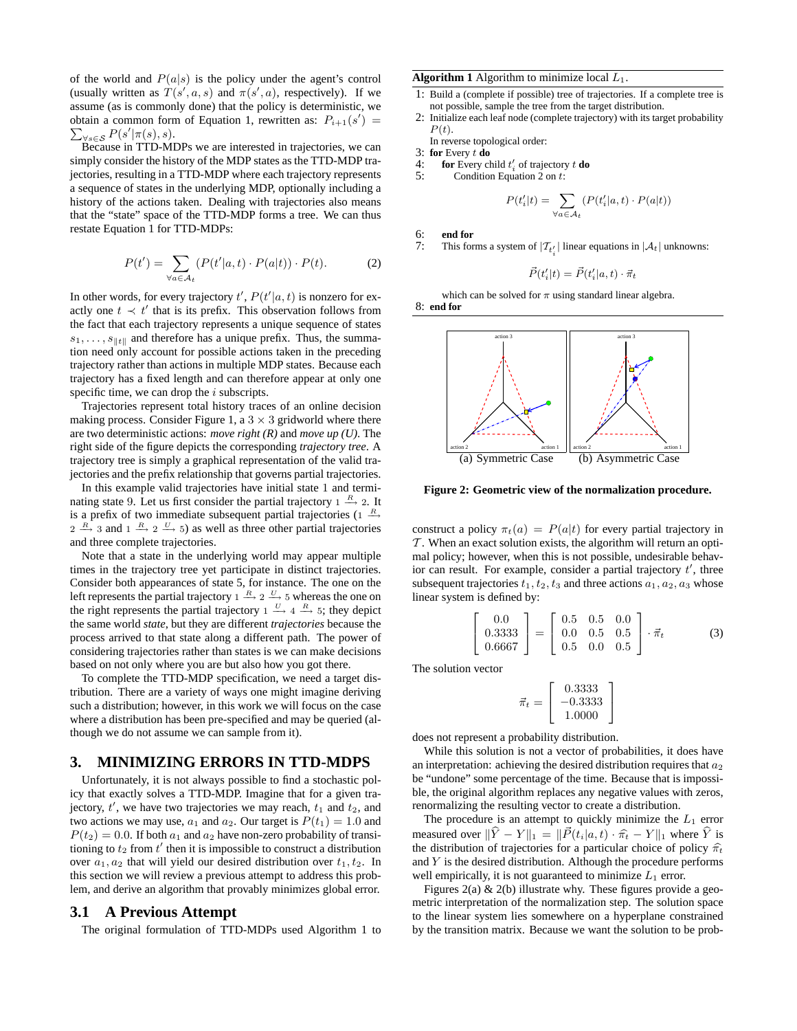of the world and $P(a|s)$ is the policy under the agent's control (usually written as $T(s', a, s)$ and $\pi(s', a)$, respectively). If we assume (as is commonly done) that the policy is deterministic, we obtain a common form of Equation 1, rewritten as: $P_{i+1}(s') = \sum_{\forall s \in \mathcal{S}} P(s'|\pi(s), s)$.

Because in TTD-MDPs we are interested in trajectories, we can simply consider the history of the MDP states as the TTD-MDP trajectories, resulting in a TTD-MDP where each trajectory represents a sequence of states in the underlying MDP, optionally including a history of the actions taken. Dealing with trajectories also means that the "state" space of the TTD-MDP forms a tree. We can thus restate Equation 1 for TTD-MDPs:

$$P(t') = \sum_{\forall a \in \mathcal{A}_t} \left(P(t'|a, t) \cdot P(a|t)\right) \cdot P(t). \tag{2}$$

In other words, for every trajectory $t'$, $P(t'|a, t)$ is nonzero for exactly one $t \prec t'$ that is its prefix. This observation follows from the fact that each trajectory represents a unique sequence of states $s_1, \ldots, s_{\|t\|}$ and therefore has a unique prefix. Thus, the summation need only account for possible actions taken in the preceding trajectory rather than actions in multiple MDP states. Because each trajectory has a fixed length and can therefore appear at only one specific time, we can drop the $i$ subscripts.

Trajectories represent total history traces of an online decision making process. Consider Figure 1, a $3 \times 3$ gridworld where there are two deterministic actions: *move right (R)* and *move up (U)*. The right side of the figure depicts the corresponding *trajectory tree*. A trajectory tree is simply a graphical representation of the valid trajectories and the prefix relationship that governs partial trajectories.

In this example valid trajectories have initial state 1 and terminating state 9. Let us first consider the partial trajectory $1 \xrightarrow{R} 2$. It is a prefix of two immediate subsequent partial trajectories ($1 \xrightarrow{R} 2 \xrightarrow{R} 3$ and $1 \xrightarrow{R} 2 \xrightarrow{U} 5$) as well as three other partial trajectories and three complete trajectories.

Note that a state in the underlying world may appear multiple times in the trajectory tree yet participate in distinct trajectories. Consider both appearances of state 5, for instance. The one on the left represents the partial trajectory $1 \xrightarrow{R} 2 \xrightarrow{U} 5$ whereas the one on the right represents the partial trajectory $1 \xrightarrow{U} 4 \xrightarrow{R} 5$; they depict the same world *state*, but they are different *trajectories* because the process arrived to that state along a different path. The power of considering trajectories rather than states is we can make decisions based on not only where you are but also how you got there.

To complete the TTD-MDP specification, we need a target distribution. There are a variety of ways one might imagine deriving such a distribution; however, in this work we will focus on the case where a distribution has been pre-specified and may be queried (although we do not assume we can sample from it).

## 3. MINIMIZING ERRORS IN TTD-MDPS

Unfortunately, it is not always possible to find a stochastic policy that exactly solves a TTD-MDP. Imagine that for a given trajectory, $t'$, we have two trajectories we may reach, $t_1$ and $t_2$, and two actions we may use, $a_1$ and $a_2$. Our target is $P(t_1) = 1.0$ and $P(t_2) = 0.0$. If both $a_1$ and $a_2$ have non-zero probability of transitioning to $t_2$ from $t'$ then it is impossible to construct a distribution over $a_1, a_2$ that will yield our desired distribution over $t_1, t_2$. In this section we will review a previous attempt to address this problem, and derive an algorithm that provably minimizes global error.

### 3.1 A Previous Attempt

The original formulation of TTD-MDPs used Algorithm 1 to construct a policy $\pi_t(a) = P(a|t)$ for every partial trajectory in $\mathcal{T}$. When an exact solution exists, the algorithm will return an optimal policy; however, when this is not possible, undesirable behavior can result. For example, consider a partial trajectory $t'$, three subsequent trajectories $t_1, t_2, t_3$ and three actions $a_1, a_2, a_3$ whose linear system is defined by:

$$\begin{bmatrix} 0.0 \\ 0.3333 \\ 0.6667 \end{bmatrix} = \begin{bmatrix} 0.5 & 0.5 & 0.0 \\ 0.0 & 0.5 & 0.5 \\ 0.5 & 0.0 & 0.5 \end{bmatrix} \cdot \vec{\pi}_t \tag{3}$$

The solution vector

$$\vec{\pi}_t = \begin{bmatrix} 0.3333 \\ -0.3333 \\ 1.0000 \end{bmatrix}$$

does not represent a probability distribution.

While this solution is not a vector of probabilities, it does have an interpretation: achieving the desired distribution requires that $a_2$ be "undone" some percentage of the time. Because that is impossible, the original algorithm replaces any negative values with zeros, renormalizing the resulting vector to create a distribution.

The procedure is an attempt to quickly minimize the $L_1$ error measured over $\|\widehat{Y} - Y\|_1 = \|\vec{P}(t_i|a, t) \cdot \widehat{\pi}_t - Y\|_1$ where $\widehat{Y}$ is the distribution of trajectories for a particular choice of policy $\widehat{\pi}_t$ and $Y$ is the desired distribution. Although the procedure performs well empirically, it is not guaranteed to minimize $L_1$ error.

Figures 2(a) & 2(b) illustrate why. These figures provide a geometric interpretation of the normalization step. The solution space to the linear system lies somewhere on a hyperplane constrained by the transition matrix. Because we want the solution to be prob-

---

**Algorithm 1** Algorithm to minimize local $L_1$.

1: Build a (complete if possible) tree of trajectories. If a complete tree is not possible, sample the tree from the target distribution.
2: Initialize each leaf node (complete trajectory) with its target probability $P(t)$.
   In reverse topological order:
3: **for** Every $t$ **do**
4: &nbsp;&nbsp;&nbsp;&nbsp;**for** Every child $t'_i$ of trajectory $t$ **do**
5: &nbsp;&nbsp;&nbsp;&nbsp;&nbsp;&nbsp;&nbsp;&nbsp;Condition Equation 2 on $t$:
$$P(t'_i|t) = \sum_{\forall a \in \mathcal{A}_t} \left(P(t'_i|a, t) \cdot P(a|t)\right)$$
6: &nbsp;&nbsp;&nbsp;&nbsp;**end for**
7: &nbsp;&nbsp;&nbsp;&nbsp;This forms a system of $|\mathcal{T}_{t'_i}|$ linear equations in $|\mathcal{A}_t|$ unknowns:
$$\vec{P}(t'_i|t) = \vec{P}(t'_i|a, t) \cdot \vec{\pi}_t$$
&nbsp;&nbsp;&nbsp;&nbsp;which can be solved for $\pi$ using standard linear algebra.
8: **end for**

(a) Symmetric Case &nbsp;&nbsp;&nbsp;&nbsp; (b) Asymmetric Case

**Figure 2: Geometric view of the normalization procedure.**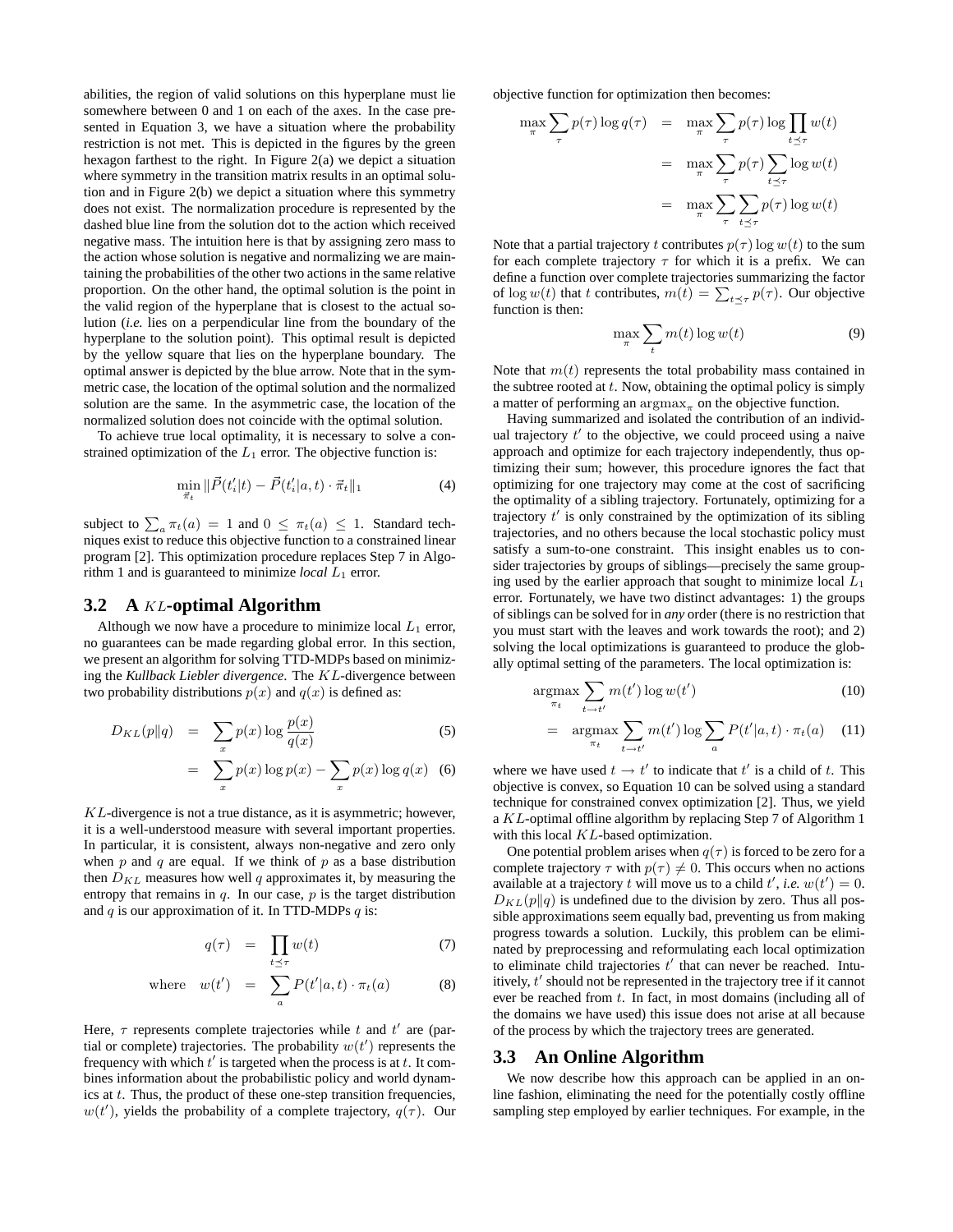abilities, the region of valid solutions on this hyperplane must lie somewhere between 0 and 1 on each of the axes. In the case presented in Equation 3, we have a situation where the probability restriction is not met. This is depicted in the figures by the green hexagon farthest to the right. In Figure 2(a) we depict a situation where symmetry in the transition matrix results in an optimal solution and in Figure 2(b) we depict a situation where this symmetry does not exist. The normalization procedure is represented by the dashed blue line from the solution dot to the action which received negative mass. The intuition here is that by assigning zero mass to the action whose solution is negative and normalizing we are maintaining the probabilities of the other two actions in the same relative proportion. On the other hand, the optimal solution is the point in the valid region of the hyperplane that is closest to the actual solution (*i.e.* lies on a perpendicular line from the boundary of the hyperplane to the solution point). This optimal result is depicted by the yellow square that lies on the hyperplane boundary. The optimal answer is depicted by the blue arrow. Note that in the symmetric case, the location of the optimal solution and the normalized solution are the same. In the asymmetric case, the location of the normalized solution does not coincide with the optimal solution.

To achieve true local optimality, it is necessary to solve a constrained optimization of the $L_1$ error. The objective function is:

$$\min_{\vec{\pi}_t} \|\vec{P}(t'_i|t) - \vec{P}(t'_i|a,t) \cdot \vec{\pi}_t\|_1 \tag{4}$$

subject to $\sum_a \pi_t(a) = 1$ and $0 \leq \pi_t(a) \leq 1$. Standard techniques exist to reduce this objective function to a constrained linear program [2]. This optimization procedure replaces Step 7 in Algorithm 1 and is guaranteed to minimize *local* $L_1$ error.

### 3.2 A $KL$-optimal Algorithm

Although we now have a procedure to minimize local $L_1$ error, no guarantees can be made regarding global error. In this section, we present an algorithm for solving TTD-MDPs based on minimizing the ***Kullback Liebler divergence***. The $KL$-divergence between two probability distributions $p(x)$ and $q(x)$ is defined as:

$$\begin{aligned} D_{KL}(p\|q) &= \sum_x p(x) \log \frac{p(x)}{q(x)} & (5) \\ &= \sum_x p(x) \log p(x) - \sum_x p(x) \log q(x) & (6) \end{aligned}$$

$KL$-divergence is not a true distance, as it is asymmetric; however, it is a well-understood measure with several important properties. In particular, it is consistent, always non-negative and zero only when $p$ and $q$ are equal. If we think of $p$ as a base distribution then $D_{KL}$ measures how well $q$ approximates it, by measuring the entropy that remains in $q$. In our case, $p$ is the target distribution and $q$ is our approximation of it. In TTD-MDPs $q$ is:

$$\begin{aligned} q(\tau) &= \prod_{t \preceq \tau} w(t) & (7) \\ \text{where} \quad w(t') &= \sum_a P(t'|a,t) \cdot \pi_t(a) & (8) \end{aligned}$$

Here, $\tau$ represents complete trajectories while $t$ and $t'$ are (partial or complete) trajectories. The probability $w(t')$ represents the frequency with which $t'$ is targeted when the process is at $t$. It combines information about the probabilistic policy and world dynamics at $t$. Thus, the product of these one-step transition frequencies, $w(t')$, yields the probability of a complete trajectory, $q(\tau)$. Our objective function for optimization then becomes:

$$\begin{aligned} \max_\pi \sum_\tau p(\tau) \log q(\tau) &= \max_\pi \sum_\tau p(\tau) \log \prod_{t \preceq \tau} w(t) \\ &= \max_\pi \sum_\tau p(\tau) \sum_{t \preceq \tau} \log w(t) \\ &= \max_\pi \sum_\tau \sum_{t \preceq \tau} p(\tau) \log w(t) \end{aligned}$$

Note that a partial trajectory $t$ contributes $p(\tau) \log w(t)$ to the sum for each complete trajectory $\tau$ for which it is a prefix. We can define a function over complete trajectories summarizing the factor of $\log w(t)$ that $t$ contributes, $m(t) = \sum_{t \preceq \tau} p(\tau)$. Our objective function is then:

$$\max_\pi \sum_t m(t) \log w(t) \tag{9}$$

Note that $m(t)$ represents the total probability mass contained in the subtree rooted at $t$. Now, obtaining the optimal policy is simply a matter of performing an $\mathrm{argmax}_\pi$ on the objective function.

Having summarized and isolated the contribution of an individual trajectory $t'$ to the objective, we could proceed using a naive approach and optimize for each trajectory independently, thus optimizing their sum; however, this procedure ignores the fact that optimizing for one trajectory may come at the cost of sacrificing the optimality of a sibling trajectory. Fortunately, optimizing for a trajectory $t'$ is only constrained by the optimization of its sibling trajectories, and no others because the local stochastic policy must satisfy a sum-to-one constraint. This insight enables us to consider trajectories by groups of siblings—precisely the same grouping used by the earlier approach that sought to minimize local $L_1$ error. Fortunately, we have two distinct advantages: 1) the groups of siblings can be solved for in ***any*** order (there is no restriction that you must start with the leaves and work towards the root); and 2) solving the local optimizations is guaranteed to produce the globally optimal setting of the parameters. The local optimization is:

$$\begin{aligned} &\operatorname*{argmax}_{\pi_t} \sum_{t \to t'} m(t') \log w(t') & (10) \\ &= \operatorname*{argmax}_{\pi_t} \sum_{t \to t'} m(t') \log \sum_a P(t'|a,t) \cdot \pi_t(a) & (11) \end{aligned}$$

where we have used $t \to t'$ to indicate that $t'$ is a child of $t$. This objective is convex, so Equation 10 can be solved using a standard technique for constrained convex optimization [2]. Thus, we yield a $KL$-optimal offline algorithm by replacing Step 7 of Algorithm 1 with this local $KL$-based optimization.

One potential problem arises when $q(\tau)$ is forced to be zero for a complete trajectory $\tau$ with $p(\tau) \neq 0$. This occurs when no actions available at a trajectory $t$ will move us to a child $t'$, *i.e.* $w(t') = 0$. $D_{KL}(p\|q)$ is undefined due to the division by zero. Thus all possible approximations seem equally bad, preventing us from making progress towards a solution. Luckily, this problem can be eliminated by preprocessing and reformulating each local optimization to eliminate child trajectories $t'$ that can never be reached. Intuitively, $t'$ should not be represented in the trajectory tree if it cannot ever be reached from $t$. In fact, in most domains (including all of the domains we have used) this issue does not arise at all because of the process by which the trajectory trees are generated.

### 3.3 An Online Algorithm

We now describe how this approach can be applied in an online fashion, eliminating the need for the potentially costly offline sampling step employed by earlier techniques. For example, in the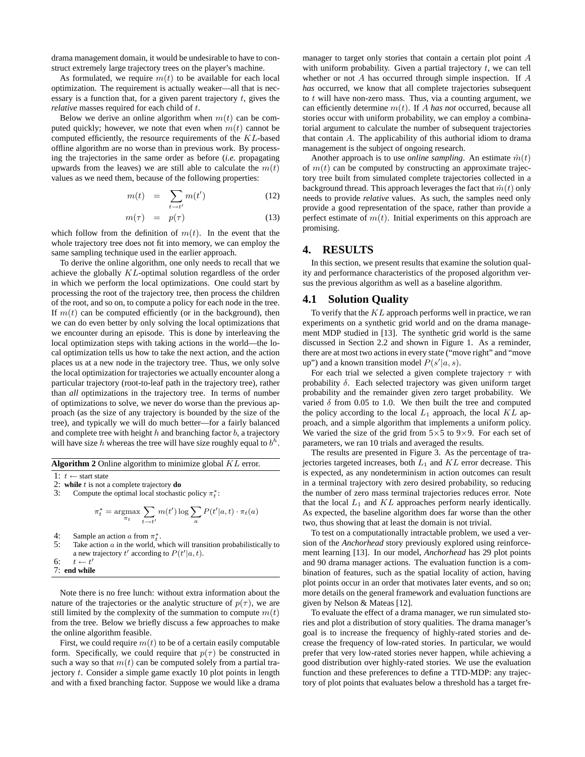drama management domain, it would be undesirable to have to construct extremely large trajectory trees on the player's machine.

As formulated, we require $m(t)$ to be available for each local optimization. The requirement is actually weaker—all that is necessary is a function that, for a given parent trajectory $t$, gives the *relative* masses required for each child of $t$.

Below we derive an online algorithm when $m(t)$ can be computed quickly; however, we note that even when $m(t)$ cannot be computed efficiently, the resource requirements of the $KL$-based offline algorithm are no worse than in previous work. By processing the trajectories in the same order as before (*i.e.* propagating upwards from the leaves) we are still able to calculate the $m(t)$ values as we need them, because of the following properties:

$$m(t) = \sum_{t \to t'} m(t') \quad (12)$$

$$m(\tau) = p(\tau) \quad (13)$$

which follow from the definition of $m(t)$. In the event that the whole trajectory tree does not fit into memory, we can employ the same sampling technique used in the earlier approach.

To derive the online algorithm, one only needs to recall that we achieve the globally $KL$-optimal solution regardless of the order in which we perform the local optimizations. One could start by processing the root of the trajectory tree, then process the children of the root, and so on, to compute a policy for each node in the tree. If $m(t)$ can be computed efficiently (or in the background), then we can do even better by only solving the local optimizations that we encounter during an episode. This is done by interleaving the local optimization steps with taking actions in the world—the local optimization tells us how to take the next action, and the action places us at a new node in the trajectory tree. Thus, we only solve the local optimization for trajectories we actually encounter along a particular trajectory (root-to-leaf path in the trajectory tree), rather than *all* optimizations in the trajectory tree. In terms of number of optimizations to solve, we never do worse than the previous approach (as the size of any trajectory is bounded by the size of the tree), and typically we will do much better—for a fairly balanced and complete tree with height $h$ and branching factor $b$, a trajectory will have size $h$ whereas the tree will have size roughly equal to $b^h$.

**Algorithm 2** Online algorithm to minimize global $KL$ error.

1: $t \leftarrow$ start state
2: **while** $t$ is not a complete trajectory **do**
3: Compute the optimal local stochastic policy $\pi_t^*$:

$$\pi_t^* = \operatorname*{argmax}_{\pi_t} \sum_{t \to t'} m(t') \log \sum_a P(t'|a, t) \cdot \pi_t(a)$$

4: Sample an action $a$ from $\pi_t^*$.
5: Take action $a$ in the world, which will transition probabilistically to a new trajectory $t'$ according to $P(t'|a, t)$.
6: $t \leftarrow t'$
7: **end while**

Note there is no free lunch: without extra information about the nature of the trajectories or the analytic structure of $p(\tau)$, we are still limited by the complexity of the summation to compute $m(t)$ from the tree. Below we briefly discuss a few approaches to make the online algorithm feasible.

First, we could require $m(t)$ to be of a certain easily computable form. Specifically, we could require that $p(\tau)$ be constructed in such a way so that $m(t)$ can be computed solely from a partial trajectory $t$. Consider a simple game exactly 10 plot points in length and with a fixed branching factor. Suppose we would like a drama manager to target only stories that contain a certain plot point $A$ with uniform probability. Given a partial trajectory $t$, we can tell whether or not $A$ has occurred through simple inspection. If $A$ *has* occurred, we know that all complete trajectories subsequent to $t$ will have non-zero mass. Thus, via a counting argument, we can efficiently determine $m(t)$. If $A$ *has not* occurred, because all stories occur with uniform probability, we can employ a combinatorial argument to calculate the number of subsequent trajectories that contain $A$. The applicability of this authorial idiom to drama management is the subject of ongoing research.

Another approach is to use *online sampling*. An estimate $\hat{m}(t)$ of $m(t)$ can be computed by constructing an approximate trajectory tree built from simulated complete trajectories collected in a background thread. This approach leverages the fact that $\hat{m}(t)$ only needs to provide *relative* values. As such, the samples need only provide a good representation of the space, rather than provide a perfect estimate of $m(t)$. Initial experiments on this approach are promising.

## 4. RESULTS

In this section, we present results that examine the solution quality and performance characteristics of the proposed algorithm versus the previous algorithm as well as a baseline algorithm.

### 4.1 Solution Quality

To verify that the $KL$ approach performs well in practice, we ran experiments on a synthetic grid world and on the drama management MDP studied in [13]. The synthetic grid world is the same discussed in Section 2.2 and shown in Figure 1. As a reminder, there are at most two actions in every state ("move right" and "move up") and a known transition model $P(s'|a, s)$.

For each trial we selected a given complete trajectory $\tau$ with probability $\delta$. Each selected trajectory was given uniform target probability and the remainder given zero target probability. We varied $\delta$ from 0.05 to 1.0. We then built the tree and computed the policy according to the local $L_1$ approach, the local $KL$ approach, and a simple algorithm that implements a uniform policy. We varied the size of the grid from 5×5 to 9×9. For each set of parameters, we ran 10 trials and averaged the results.

The results are presented in Figure 3. As the percentage of trajectories targeted increases, both $L_1$ and $KL$ error decrease. This is expected, as any nondeterminism in action outcomes can result in a terminal trajectory with zero desired probability, so reducing the number of zero mass terminal trajectories reduces error. Note that the local $L_1$ and $KL$ approaches perform nearly identically. As expected, the baseline algorithm does far worse than the other two, thus showing that at least the domain is not trivial.

To test on a computationally intractable problem, we used a version of the *Anchorhead* story previously explored using reinforcement learning [13]. In our model, *Anchorhead* has 29 plot points and 90 drama manager actions. The evaluation function is a combination of features, such as the spatial locality of action, having plot points occur in an order that motivates later events, and so on; more details on the general framework and evaluation functions are given by Nelson & Mateas [12].

To evaluate the effect of a drama manager, we run simulated stories and plot a distribution of story qualities. The drama manager's goal is to increase the frequency of highly-rated stories and decrease the frequency of low-rated stories. In particular, we would prefer that very low-rated stories never happen, while achieving a good distribution over highly-rated stories. We use the evaluation function and these preferences to define a TTD-MDP: any trajectory of plot points that evaluates below a threshold has a target fre-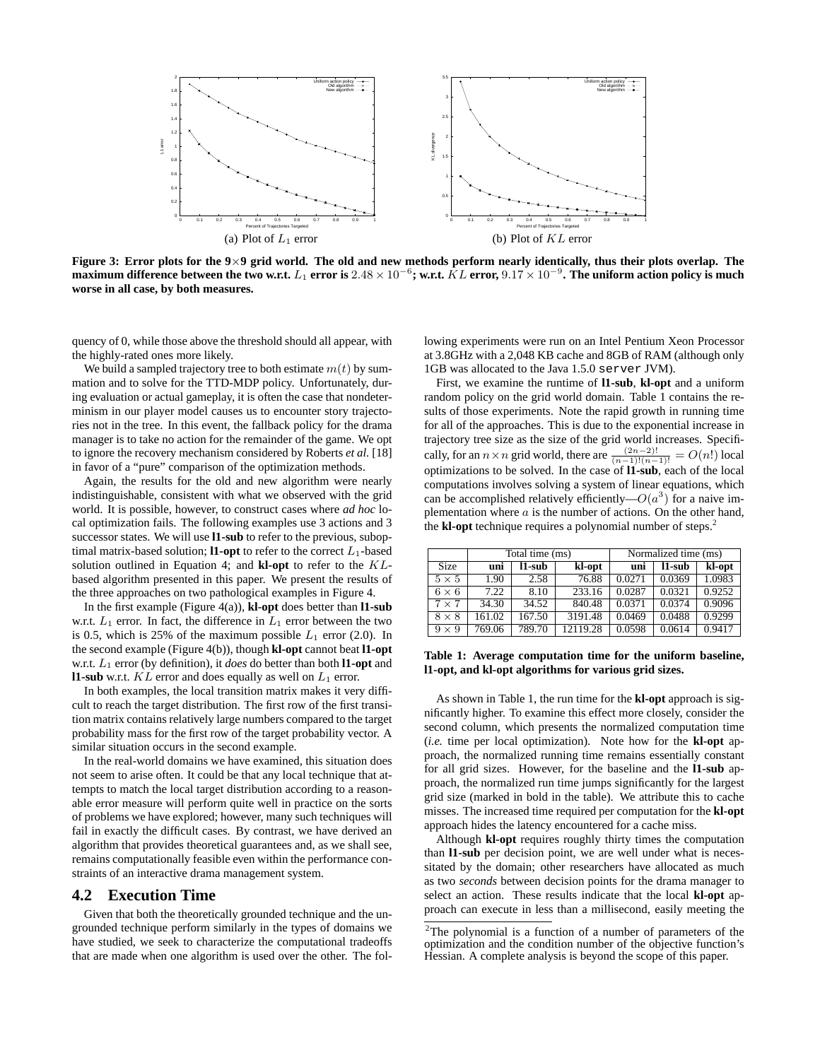(a) Plot of $L_1$ error

(b) Plot of $KL$ error

**Figure 3: Error plots for the 9×9 grid world. The old and new methods perform nearly identically, thus their plots overlap. The maximum difference between the two w.r.t. $L_1$ error is $2.48 \times 10^{-6}$; w.r.t. $KL$ error, $9.17 \times 10^{-9}$. The uniform action policy is much worse in all case, by both measures.**

quency of 0, while those above the threshold should all appear, with the highly-rated ones more likely.

We build a sampled trajectory tree to both estimate $m(t)$ by summation and to solve for the TTD-MDP policy. Unfortunately, during evaluation or actual gameplay, it is often the case that nondeterminism in our player model causes us to encounter story trajectories not in the tree. In this event, the fallback policy for the drama manager is to take no action for the remainder of the game. We opt to ignore the recovery mechanism considered by Roberts *et al.* [18] in favor of a "pure" comparison of the optimization methods.

Again, the results for the old and new algorithm were nearly indistinguishable, consistent with what we observed with the grid world. It is possible, however, to construct cases where *ad hoc* local optimization fails. The following examples use 3 actions and 3 successor states. We will use **l1-sub** to refer to the previous, suboptimal matrix-based solution; **l1-opt** to refer to the correct $L_1$-based solution outlined in Equation 4; and **kl-opt** to refer to the $KL$-based algorithm presented in this paper. We present the results of the three approaches on two pathological examples in Figure 4.

In the first example (Figure 4(a)), **kl-opt** does better than **l1-sub** w.r.t. $L_1$ error. In fact, the difference in $L_1$ error between the two is 0.5, which is 25% of the maximum possible $L_1$ error (2.0). In the second example (Figure 4(b)), though **kl-opt** cannot beat **l1-opt** w.r.t. $L_1$ error (by definition), it *does* do better than both **l1-opt** and **l1-sub** w.r.t. $KL$ error and does equally as well on $L_1$ error.

In both examples, the local transition matrix makes it very difficult to reach the target distribution. The first row of the first transition matrix contains relatively large numbers compared to the target probability mass for the first row of the target probability vector. A similar situation occurs in the second example.

In the real-world domains we have examined, this situation does not seem to arise often. It could be that any local technique that attempts to match the local target distribution according to a reasonable error measure will perform quite well in practice on the sorts of problems we have explored; however, many such techniques will fail in exactly the difficult cases. By contrast, we have derived an algorithm that provides theoretical guarantees and, as we shall see, remains computationally feasible even within the performance constraints of an interactive drama management system.

## 4.2 Execution Time

Given that both the theoretically grounded technique and the ungrounded technique perform similarly in the types of domains we have studied, we seek to characterize the computational tradeoffs that are made when one algorithm is used over the other. The following experiments were run on an Intel Pentium Xeon Processor at 3.8GHz with a 2,048 KB cache and 8GB of RAM (although only 1GB was allocated to the Java 1.5.0 `server` JVM).

First, we examine the runtime of **l1-sub**, **kl-opt** and a uniform random policy on the grid world domain. Table 1 contains the results of those experiments. Note the rapid growth in running time for all of the approaches. This is due to the exponential increase in trajectory tree size as the size of the grid world increases. Specifically, for an $n \times n$ grid world, there are $\frac{(2n-2)!}{(n-1)!(n-1)!} = O(n!)$ local optimizations to be solved. In the case of **l1-sub**, each of the local computations involves solving a system of linear equations, which can be accomplished relatively efficiently—$O(a^3)$ for a naive implementation where $a$ is the number of actions. On the other hand, the **kl-opt** technique requires a polynomial number of steps.[2]

| | Total time (ms) | | | Normalized time (ms) | | |
|---|---|---|---|---|---|---|
| Size | **uni** | **l1-sub** | **kl-opt** | **uni** | **l1-sub** | **kl-opt** |
| $5 \times 5$ | 1.90 | 2.58 | 76.88 | 0.0271 | 0.0369 | 1.0983 |
| $6 \times 6$ | 7.22 | 8.10 | 233.16 | 0.0287 | 0.0321 | 0.9252 |
| $7 \times 7$ | 34.30 | 34.52 | 840.48 | 0.0371 | 0.0374 | 0.9096 |
| $8 \times 8$ | 161.02 | 167.50 | 3191.48 | 0.0469 | 0.0488 | 0.9299 |
| $9 \times 9$ | 769.06 | 789.70 | 12119.28 | 0.0598 | 0.0614 | 0.9417 |

**Table 1: Average computation time for the uniform baseline, l1-opt, and kl-opt algorithms for various grid sizes.**

As shown in Table 1, the run time for the **kl-opt** approach is significantly higher. To examine this effect more closely, consider the second column, which presents the normalized computation time (*i.e.* time per local optimization). Note how for the **kl-opt** approach, the normalized running time remains essentially constant for all grid sizes. However, for the baseline and the **l1-sub** approach, the normalized run time jumps significantly for the largest grid size (marked in bold in the table). We attribute this to cache misses. The increased time required per computation for the **kl-opt** approach hides the latency encountered for a cache miss.

Although **kl-opt** requires roughly thirty times the computation than **l1-sub** per decision point, we are well under what is necessitated by the domain; other researchers have allocated as much as two *seconds* between decision points for the drama manager to select an action. These results indicate that the local **kl-opt** approach can execute in less than a millisecond, easily meeting the

[2]The polynomial is a function of a number of parameters of the optimization and the condition number of the objective function's Hessian. A complete analysis is beyond the scope of this paper.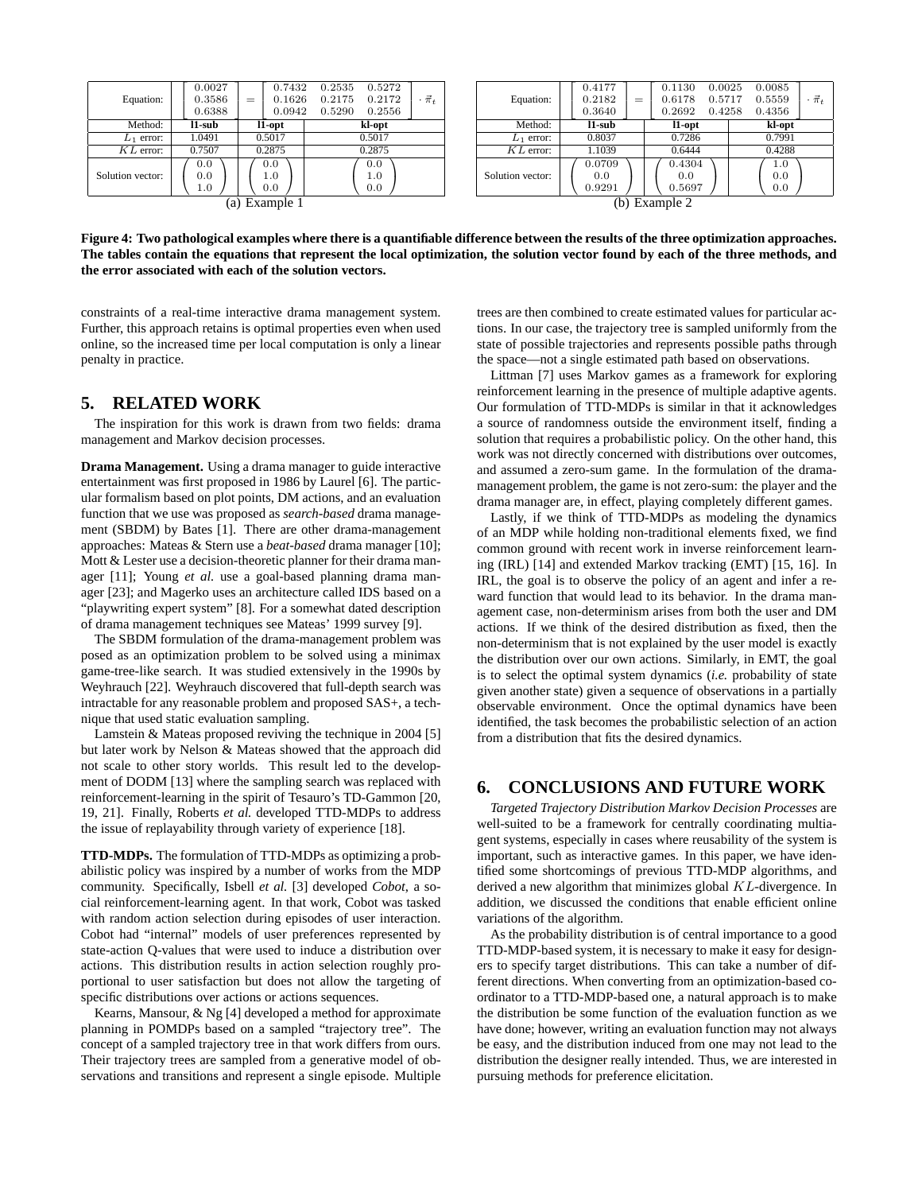| Equation: | $\begin{pmatrix} 0.0027 \\ 0.3586 \\ 0.6388 \end{pmatrix}$ | $=$ | $\begin{pmatrix} 0.7432 & 0.2535 & 0.5272 \\ 0.1626 & 0.2175 & 0.2172 \\ 0.0942 & 0.5290 & 0.2556 \end{pmatrix} \cdot \vec{\pi}_t$ |
|---|---|---|---|
| Method: | l1-sub | l1-opt | kl-opt |
| $L_1$ error: | 1.0491 | 0.5017 | 0.5017 |
| $KL$ error: | 0.7507 | 0.2875 | 0.2875 |
| Solution vector: | $\begin{pmatrix} 0.0 \\ 0.0 \\ 1.0 \end{pmatrix}$ | $\begin{pmatrix} 0.0 \\ 1.0 \\ 0.0 \end{pmatrix}$ | $\begin{pmatrix} 0.0 \\ 1.0 \\ 0.0 \end{pmatrix}$ |

(a) Example 1

| Equation: | $\begin{pmatrix} 0.4177 \\ 0.2182 \\ 0.3640 \end{pmatrix}$ | $=$ | $\begin{pmatrix} 0.1130 & 0.0025 & 0.0085 \\ 0.6178 & 0.5717 & 0.5559 \\ 0.2692 & 0.4258 & 0.4356 \end{pmatrix} \cdot \vec{\pi}_t$ |
|---|---|---|---|
| Method: | l1-sub | l1-opt | kl-opt |
| $L_1$ error: | 0.8037 | 0.7286 | 0.7991 |
| $KL$ error: | 1.1039 | 0.6444 | 0.4288 |
| Solution vector: | $\begin{pmatrix} 0.0709 \\ 0.0 \\ 0.9291 \end{pmatrix}$ | $\begin{pmatrix} 0.4304 \\ 0.0 \\ 0.5697 \end{pmatrix}$ | $\begin{pmatrix} 1.0 \\ 0.0 \\ 0.0 \end{pmatrix}$ |

(b) Example 2

**Figure 4: Two pathological examples where there is a quantifiable difference between the results of the three optimization approaches. The tables contain the equations that represent the local optimization, the solution vector found by each of the three methods, and the error associated with each of the solution vectors.**

constraints of a real-time interactive drama management system. Further, this approach retains is optimal properties even when used online, so the increased time per local computation is only a linear penalty in practice.

## 5. RELATED WORK

The inspiration for this work is drawn from two fields: drama management and Markov decision processes.

**Drama Management.** Using a drama manager to guide interactive entertainment was first proposed in 1986 by Laurel [6]. The particular formalism based on plot points, DM actions, and an evaluation function that we use was proposed as *search-based* drama management (SBDM) by Bates [1]. There are other drama-management approaches: Mateas & Stern use a *beat-based* drama manager [10]; Mott & Lester use a decision-theoretic planner for their drama manager [11]; Young *et al.* use a goal-based planning drama manager [23]; and Magerko uses an architecture called IDS based on a "playwriting expert system" [8]. For a somewhat dated description of drama management techniques see Mateas' 1999 survey [9].

The SBDM formulation of the drama-management problem was posed as an optimization problem to be solved using a minimax game-tree-like search. It was studied extensively in the 1990s by Weyhrauch [22]. Weyhrauch discovered that full-depth search was intractable for any reasonable problem and proposed SAS+, a technique that used static evaluation sampling.

Lamstein & Mateas proposed reviving the technique in 2004 [5] but later work by Nelson & Mateas showed that the approach did not scale to other story worlds. This result led to the development of DODM [13] where the sampling search was replaced with reinforcement-learning in the spirit of Tesauro's TD-Gammon [20, 19, 21]. Finally, Roberts *et al.* developed TTD-MDPs to address the issue of replayability through variety of experience [18].

**TTD-MDPs.** The formulation of TTD-MDPs as optimizing a probabilistic policy was inspired by a number of works from the MDP community. Specifically, Isbell *et al.* [3] developed *Cobot*, a social reinforcement-learning agent. In that work, Cobot was tasked with random action selection during episodes of user interaction. Cobot had "internal" models of user preferences represented by state-action Q-values that were used to induce a distribution over actions. This distribution results in action selection roughly proportional to user satisfaction but does not allow the targeting of specific distributions over actions or actions sequences.

Kearns, Mansour, & Ng [4] developed a method for approximate planning in POMDPs based on a sampled "trajectory tree". The concept of a sampled trajectory tree in that work differs from ours. Their trajectory trees are sampled from a generative model of observations and transitions and represent a single episode. Multiple trees are then combined to create estimated values for particular actions. In our case, the trajectory tree is sampled uniformly from the state of possible trajectories and represents possible paths through the space—not a single estimated path based on observations.

Littman [7] uses Markov games as a framework for exploring reinforcement learning in the presence of multiple adaptive agents. Our formulation of TTD-MDPs is similar in that it acknowledges a source of randomness outside the environment itself, finding a solution that requires a probabilistic policy. On the other hand, this work was not directly concerned with distributions over outcomes, and assumed a zero-sum game. In the formulation of the drama-management problem, the game is not zero-sum: the player and the drama manager are, in effect, playing completely different games.

Lastly, if we think of TTD-MDPs as modeling the dynamics of an MDP while holding non-traditional elements fixed, we find common ground with recent work in inverse reinforcement learning (IRL) [14] and extended Markov tracking (EMT) [15, 16]. In IRL, the goal is to observe the policy of an agent and infer a reward function that would lead to its behavior. In the drama management case, non-determinism arises from both the user and DM actions. If we think of the desired distribution as fixed, then the non-determinism that is not explained by the user model is exactly the distribution over our own actions. Similarly, in EMT, the goal is to select the optimal system dynamics (*i.e.* probability of state given another state) given a sequence of observations in a partially observable environment. Once the optimal dynamics have been identified, the task becomes the probabilistic selection of an action from a distribution that fits the desired dynamics.

## 6. CONCLUSIONS AND FUTURE WORK

*Targeted Trajectory Distribution Markov Decision Processes* are well-suited to be a framework for centrally coordinating multiagent systems, especially in cases where reusability of the system is important, such as interactive games. In this paper, we have identified some shortcomings of previous TTD-MDP algorithms, and derived a new algorithm that minimizes global $KL$-divergence. In addition, we discussed the conditions that enable efficient online variations of the algorithm.

As the probability distribution is of central importance to a good TTD-MDP-based system, it is necessary to make it easy for designers to specify target distributions. This can take a number of different directions. When converting from an optimization-based coordinator to a TTD-MDP-based one, a natural approach is to make the distribution be some function of the evaluation function as we have done; however, writing an evaluation function may not always be easy, and the distribution induced from one may not lead to the distribution the designer really intended. Thus, we are interested in pursuing methods for preference elicitation.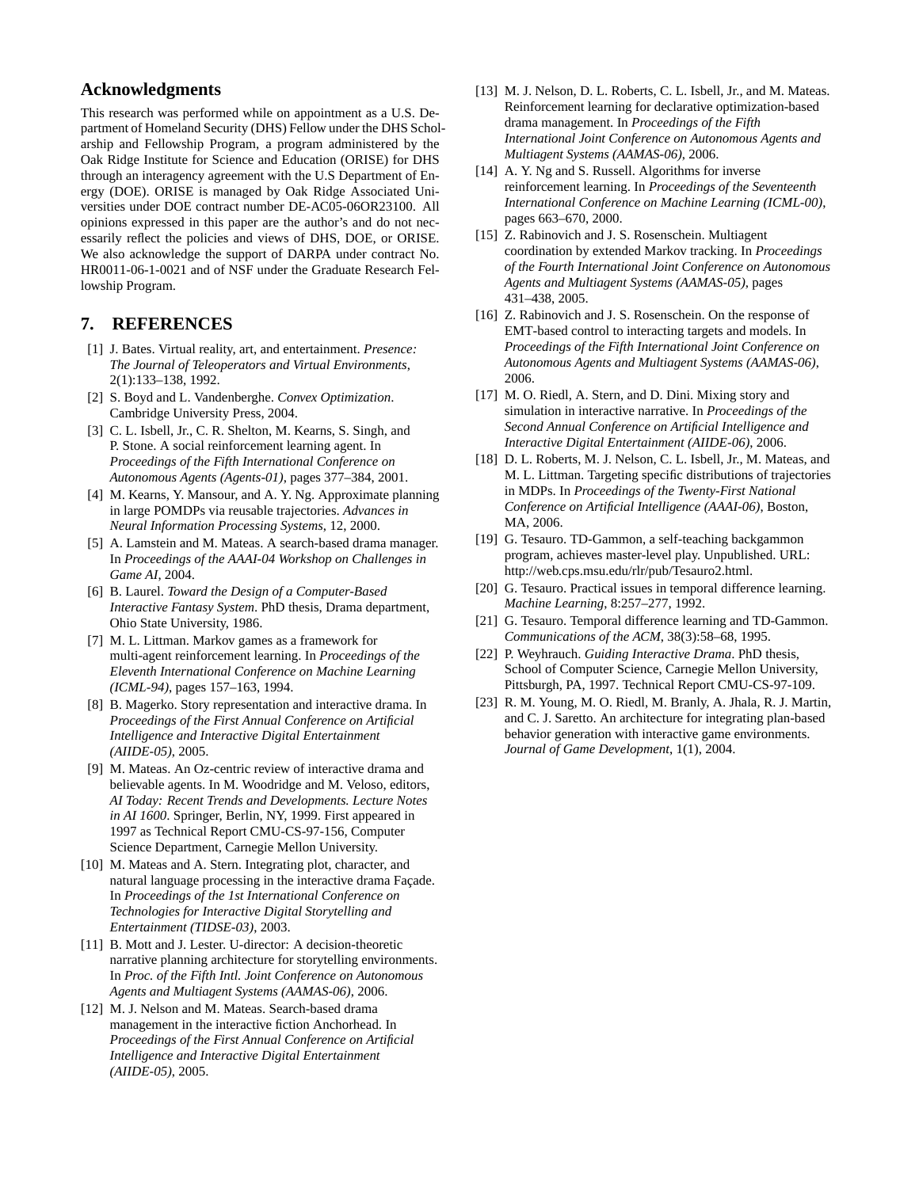## Acknowledgments

This research was performed while on appointment as a U.S. Department of Homeland Security (DHS) Fellow under the DHS Scholarship and Fellowship Program, a program administered by the Oak Ridge Institute for Science and Education (ORISE) for DHS through an interagency agreement with the U.S Department of Energy (DOE). ORISE is managed by Oak Ridge Associated Universities under DOE contract number DE-AC05-06OR23100. All opinions expressed in this paper are the author's and do not necessarily reflect the policies and views of DHS, DOE, or ORISE. We also acknowledge the support of DARPA under contract No. HR0011-06-1-0021 and of NSF under the Graduate Research Fellowship Program.

## 7. REFERENCES

[1] J. Bates. Virtual reality, art, and entertainment. *Presence: The Journal of Teleoperators and Virtual Environments*, 2(1):133–138, 1992.

[2] S. Boyd and L. Vandenberghe. *Convex Optimization*. Cambridge University Press, 2004.

[3] C. L. Isbell, Jr., C. R. Shelton, M. Kearns, S. Singh, and P. Stone. A social reinforcement learning agent. In *Proceedings of the Fifth International Conference on Autonomous Agents (Agents-01)*, pages 377–384, 2001.

[4] M. Kearns, Y. Mansour, and A. Y. Ng. Approximate planning in large POMDPs via reusable trajectories. *Advances in Neural Information Processing Systems*, 12, 2000.

[5] A. Lamstein and M. Mateas. A search-based drama manager. In *Proceedings of the AAAI-04 Workshop on Challenges in Game AI*, 2004.

[6] B. Laurel. *Toward the Design of a Computer-Based Interactive Fantasy System*. PhD thesis, Drama department, Ohio State University, 1986.

[7] M. L. Littman. Markov games as a framework for multi-agent reinforcement learning. In *Proceedings of the Eleventh International Conference on Machine Learning (ICML-94)*, pages 157–163, 1994.

[8] B. Magerko. Story representation and interactive drama. In *Proceedings of the First Annual Conference on Artificial Intelligence and Interactive Digital Entertainment (AIIDE-05)*, 2005.

[9] M. Mateas. An Oz-centric review of interactive drama and believable agents. In M. Woodridge and M. Veloso, editors, *AI Today: Recent Trends and Developments. Lecture Notes in AI 1600*. Springer, Berlin, NY, 1999. First appeared in 1997 as Technical Report CMU-CS-97-156, Computer Science Department, Carnegie Mellon University.

[10] M. Mateas and A. Stern. Integrating plot, character, and natural language processing in the interactive drama Façade. In *Proceedings of the 1st International Conference on Technologies for Interactive Digital Storytelling and Entertainment (TIDSE-03)*, 2003.

[11] B. Mott and J. Lester. U-director: A decision-theoretic narrative planning architecture for storytelling environments. In *Proc. of the Fifth Intl. Joint Conference on Autonomous Agents and Multiagent Systems (AAMAS-06)*, 2006.

[12] M. J. Nelson and M. Mateas. Search-based drama management in the interactive fiction Anchorhead. In *Proceedings of the First Annual Conference on Artificial Intelligence and Interactive Digital Entertainment (AIIDE-05)*, 2005.

[13] M. J. Nelson, D. L. Roberts, C. L. Isbell, Jr., and M. Mateas. Reinforcement learning for declarative optimization-based drama management. In *Proceedings of the Fifth International Joint Conference on Autonomous Agents and Multiagent Systems (AAMAS-06)*, 2006.

[14] A. Y. Ng and S. Russell. Algorithms for inverse reinforcement learning. In *Proceedings of the Seventeenth International Conference on Machine Learning (ICML-00)*, pages 663–670, 2000.

[15] Z. Rabinovich and J. S. Rosenschein. Multiagent coordination by extended Markov tracking. In *Proceedings of the Fourth International Joint Conference on Autonomous Agents and Multiagent Systems (AAMAS-05)*, pages 431–438, 2005.

[16] Z. Rabinovich and J. S. Rosenschein. On the response of EMT-based control to interacting targets and models. In *Proceedings of the Fifth International Joint Conference on Autonomous Agents and Multiagent Systems (AAMAS-06)*, 2006.

[17] M. O. Riedl, A. Stern, and D. Dini. Mixing story and simulation in interactive narrative. In *Proceedings of the Second Annual Conference on Artificial Intelligence and Interactive Digital Entertainment (AIIDE-06)*, 2006.

[18] D. L. Roberts, M. J. Nelson, C. L. Isbell, Jr., M. Mateas, and M. L. Littman. Targeting specific distributions of trajectories in MDPs. In *Proceedings of the Twenty-First National Conference on Artificial Intelligence (AAAI-06)*, Boston, MA, 2006.

[19] G. Tesauro. TD-Gammon, a self-teaching backgammon program, achieves master-level play. Unpublished. URL: http://web.cps.msu.edu/rlr/pub/Tesauro2.html.

[20] G. Tesauro. Practical issues in temporal difference learning. *Machine Learning*, 8:257–277, 1992.

[21] G. Tesauro. Temporal difference learning and TD-Gammon. *Communications of the ACM*, 38(3):58–68, 1995.

[22] P. Weyhrauch. *Guiding Interactive Drama*. PhD thesis, School of Computer Science, Carnegie Mellon University, Pittsburgh, PA, 1997. Technical Report CMU-CS-97-109.

[23] R. M. Young, M. O. Riedl, M. Branly, A. Jhala, R. J. Martin, and C. J. Saretto. An architecture for integrating plan-based behavior generation with interactive game environments. *Journal of Game Development*, 1(1), 2004.